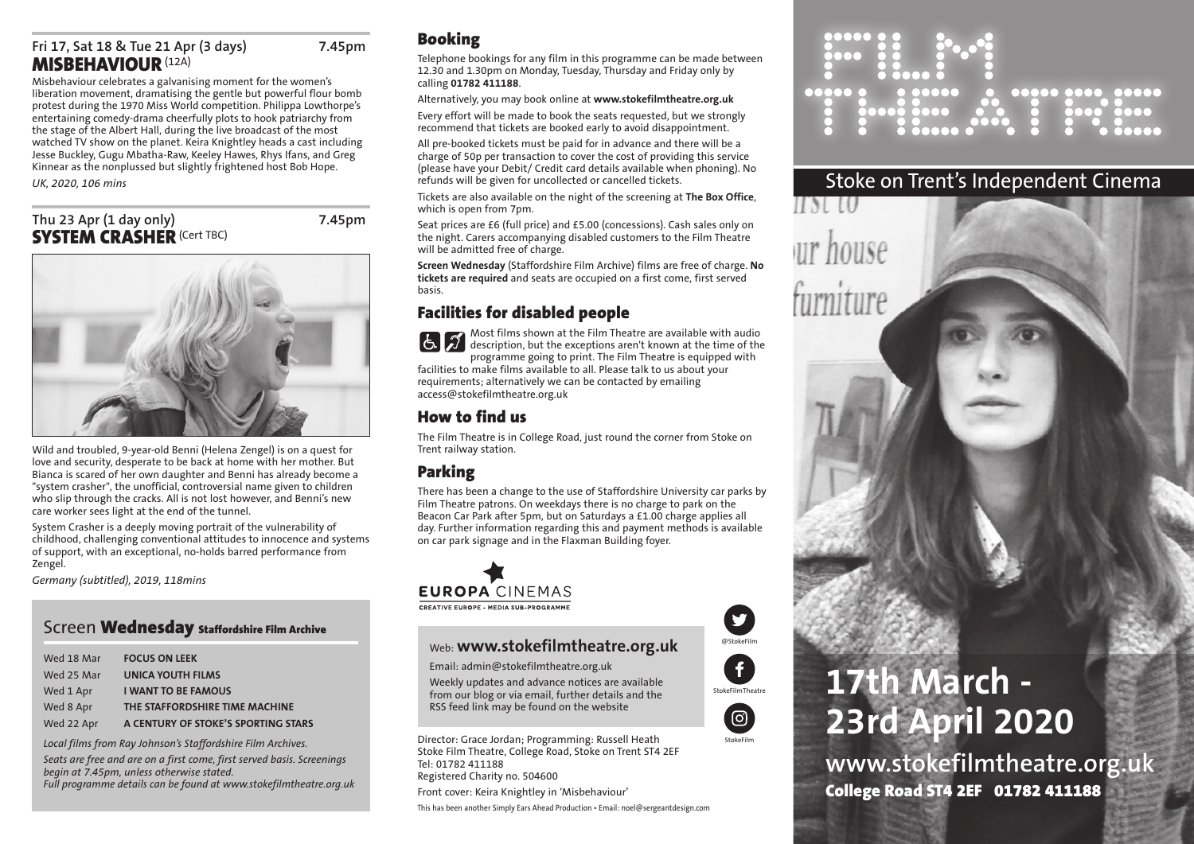## Fri 17, Sat 18 & Tue 21 Apr (3 days) 7.45pm

### MISBEHAVIOUR (12A)

Misbehaviour celebrates a galvanising moment for the women's liberation movement, dramatising the gentle but powerful flour bomb protest during the 1970 Miss World competition. Philippa Lowthorpe's entertaining comedy-drama cheerfully plots to hook patriarchy from the stage of the Albert Hall, during the live broadcast of the most watched TV show on the planet. Keira Knightley heads a cast including Jesse Buckley, Gugu Mbatha-Raw, Keeley Hawes, Rhys Ifans, and Greg Kinnear as the nonplussed but slightly frightened host Bob Hope.

*UK, 2020, 106 mins*

## Thu 23 Apr (1 day only) 7.45pm

### SYSTEM CRASHER (Cert TBC)

Wild and troubled, 9-year-old Benni (Helena Zengel) is on a quest for love and security, desperate to be back at home with her mother. But Bianca is scared of her own daughter and Benni has already become a "system crasher", the unofficial, controversial name given to children who slip through the cracks. All is not lost however, and Benni's new care worker sees light at the end of the tunnel.

System Crasher is a deeply moving portrait of the vulnerability of childhood, challenging conventional attitudes to innocence and systems of support, with an exceptional, no-holds barred performance from Zengel.

*Germany (subtitled), 2019, 118mins*

## Screen Wednesday Staffordshire Film Archive

| | |
|---|---|
| Wed 18 Mar | **FOCUS ON LEEK** |
| Wed 25 Mar | **UNICA YOUTH FILMS** |
| Wed 1 Apr | **I WANT TO BE FAMOUS** |
| Wed 8 Apr | **THE STAFFORDSHIRE TIME MACHINE** |
| Wed 22 Apr | **A CENTURY OF STOKE'S SPORTING STARS** |

*Local films from Ray Johnson's Staffordshire Film Archives.*

*Seats are free and are on a first come, first served basis. Screenings begin at 7.45pm, unless otherwise stated.*

*Full programme details can be found at www.stokefilmtheatre.org.uk*

## Booking

Telephone bookings for any film in this programme can be made between 12.30 and 1.30pm on Monday, Tuesday, Thursday and Friday only by calling **01782 411188**.

Alternatively, you may book online at **www.stokefilmtheatre.org.uk**

Every effort will be made to book the seats requested, but we strongly recommend that tickets are booked early to avoid disappointment.

All pre-booked tickets must be paid for in advance and there will be a charge of 50p per transaction to cover the cost of providing this service (please have your Debit/ Credit card details available when phoning). No refunds will be given for uncollected or cancelled tickets.

Tickets are also available on the night of the screening at **The Box Office**, which is open from 7pm.

Seat prices are £6 (full price) and £5.00 (concessions). Cash sales only on the night. Carers accompanying disabled customers to the Film Theatre will be admitted free of charge.

**Screen Wednesday** (Staffordshire Film Archive) films are free of charge. **No tickets are required** and seats are occupied on a first come, first served basis.

## Facilities for disabled people

Most films shown at the Film Theatre are available with audio description, but the exceptions aren't known at the time of the programme going to print. The Film Theatre is equipped with facilities to make films available to all. Please talk to us about your requirements; alternatively we can be contacted by emailing access@stokefilmtheatre.org.uk

## How to find us

The Film Theatre is in College Road, just round the corner from Stoke on Trent railway station.

## Parking

There has been a change to the use of Staffordshire University car parks by Film Theatre patrons. On weekdays there is no charge to park on the Beacon Car Park after 5pm, but on Saturdays a £1.00 charge applies all day. Further information regarding this and payment methods is available on car park signage and in the Flaxman Building foyer.

EUROPA CINEMAS
CREATIVE EUROPE - MEDIA SUB-PROGRAMME

Web: **www.stokefilmtheatre.org.uk**

Email: admin@stokefilmtheatre.org.uk

Weekly updates and advance notices are available from our blog or via email, further details and the RSS feed link may be found on the website

@StokeFilm
StokeFilmTheatre
StokeFilm

Director: Grace Jordan; Programming: Russell Heath
Stoke Film Theatre, College Road, Stoke on Trent ST4 2EF
Tel: 01782 411188
Registered Charity no. 504600

Front cover: Keira Knightley in 'Misbehaviour'

This has been another Simply Ears Ahead Production • Email: noel@sergeantdesign.com

# FILM THEATRE

## Stoke on Trent's Independent Cinema

# 17th March - 23rd April 2020

**www.stokefilmtheatre.org.uk**

**College Road ST4 2EF 01782 411188**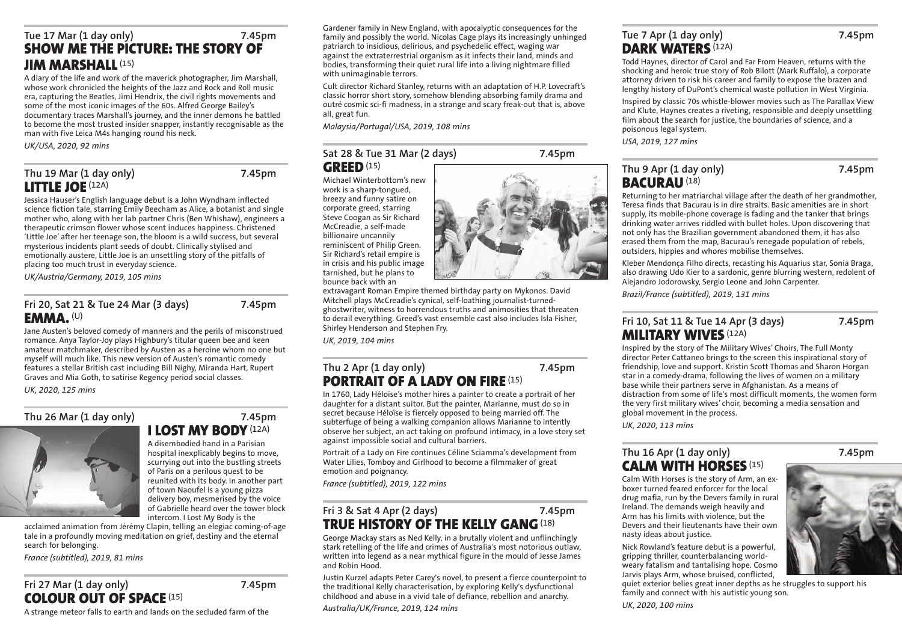## Tue 17 Mar (1 day only) 7.45pm

# SHOW ME THE PICTURE: THE STORY OF JIM MARSHALL (15)

A diary of the life and work of the maverick photographer, Jim Marshall, whose work chronicled the heights of the Jazz and Rock and Roll music era, capturing the Beatles, Jimi Hendrix, the civil rights movements and some of the most iconic images of the 60s. Alfred George Bailey's documentary traces Marshall's journey, and the inner demons he battled to become the most trusted insider snapper, instantly recognisable as the man with five Leica M4s hanging round his neck.

*UK/USA, 2020, 92 mins*

## Thu 19 Mar (1 day only) 7.45pm

# LITTLE JOE (12A)

Jessica Hauser's English language debut is a John Wyndham inflected science fiction tale, starring Emily Beecham as Alice, a botanist and single mother who, along with her lab partner Chris (Ben Whishaw), engineers a therapeutic crimson flower whose scent induces happiness. Christened 'Little Joe' after her teenage son, the bloom is a wild success, but several mysterious incidents plant seeds of doubt. Clinically stylised and emotionally austere, Little Joe is an unsettling story of the pitfalls of placing too much trust in everyday science.

*UK/Austria/Germany, 2019, 105 mins*

## Fri 20, Sat 21 & Tue 24 Mar (3 days) 7.45pm

# EMMA. (U)

Jane Austen's beloved comedy of manners and the perils of misconstrued romance. Anya Taylor-Joy plays Highbury's titular queen bee and keen amateur matchmaker, described by Austen as a heroine whom no one but myself will much like. This new version of Austen's romantic comedy features a stellar British cast including Bill Nighy, Miranda Hart, Rupert Graves and Mia Goth, to satirise Regency period social classes.

*UK, 2020, 125 mins*

## Thu 26 Mar (1 day only) 7.45pm

# I LOST MY BODY (12A)

A disembodied hand in a Parisian hospital inexplicably begins to move, scurrying out into the bustling streets of Paris on a perilous quest to be reunited with its body. In another part of town Naoufel is a young pizza delivery boy, mesmerised by the voice of Gabrielle heard over the tower block intercom. I Lost My Body is the acclaimed animation from Jérémy Clapin, telling an elegiac coming-of-age tale in a profoundly moving meditation on grief, destiny and the eternal search for belonging.

*France (subtitled), 2019, 81 mins*

## Fri 27 Mar (1 day only) 7.45pm

# COLOUR OUT OF SPACE (15)

A strange meteor falls to earth and lands on the secluded farm of the Gardener family in New England, with apocalyptic consequences for the family and possibly the world. Nicolas Cage plays its increasingly unhinged patriarch to insidious, delirious, and psychedelic effect, waging war against the extraterrestrial organism as it infects their land, minds and bodies, transforming their quiet rural life into a living nightmare filled with unimaginable terrors.

Cult director Richard Stanley, returns with an adaptation of H.P. Lovecraft's classic horror short story, somehow blending absorbing family drama and outré cosmic sci-fi madness, in a strange and scary freak-out that is, above all, great fun.

*Malaysia/Portugal/USA, 2019, 108 mins*

## Sat 28 & Tue 31 Mar (2 days) 7.45pm

# GREED (15)

Michael Winterbottom's new work is a sharp-tongued, breezy and funny satire on corporate greed, starring Steve Coogan as Sir Richard McCreadie, a self-made billionaire uncannily reminiscent of Philip Green. Sir Richard's retail empire is in crisis and his public image tarnished, but he plans to bounce back with an extravagant Roman Empire themed birthday party on Mykonos. David Mitchell plays McCreadie's cynical, self-loathing journalist-turned-ghostwriter, witness to horrendous truths and animosities that threaten to derail everything. Greed's vast ensemble cast also includes Isla Fisher, Shirley Henderson and Stephen Fry.

*UK, 2019, 104 mins*

## Thu 2 Apr (1 day only) 7.45pm

# PORTRAIT OF A LADY ON FIRE (15)

In 1760, Lady Héloïse's mother hires a painter to create a portrait of her daughter for a distant suitor. But the painter, Marianne, must do so in secret because Héloïse is fiercely opposed to being married off. The subterfuge of being a walking companion allows Marianne to intently observe her subject, an act taking on profound intimacy, in a love story set against impossible social and cultural barriers.

Portrait of a Lady on Fire continues Céline Sciamma's development from Water Lilies, Tomboy and Girlhood to become a filmmaker of great emotion and poignancy.

*France (subtitled), 2019, 122 mins*

## Fri 3 & Sat 4 Apr (2 days) 7.45pm

# TRUE HISTORY OF THE KELLY GANG (18)

George Mackay stars as Ned Kelly, in a brutally violent and unflinchingly stark retelling of the life and crimes of Australia's most notorious outlaw, written into legend as a near mythical figure in the mould of Jesse James and Robin Hood.

Justin Kurzel adapts Peter Carey's novel, to present a fierce counterpoint to the traditional Kelly characterisation, by exploring Kelly's dysfunctional childhood and abuse in a vivid tale of defiance, rebellion and anarchy.

*Australia/UK/France, 2019, 124 mins*

## Tue 7 Apr (1 day only) 7.45pm

# DARK WATERS (12A)

Todd Haynes, director of Carol and Far From Heaven, returns with the shocking and heroic true story of Rob Bilott (Mark Ruffalo), a corporate attorney driven to risk his career and family to expose the brazen and lengthy history of DuPont's chemical waste pollution in West Virginia.

Inspired by classic 70s whistle-blower movies such as The Parallax View and Klute, Haynes creates a riveting, responsible and deeply unsettling film about the search for justice, the boundaries of science, and a poisonous legal system.

*USA, 2019, 127 mins*

## Thu 9 Apr (1 day only) 7.45pm

# BACURAU (18)

Returning to her matriarchal village after the death of her grandmother, Teresa finds that Bacurau is in dire straits. Basic amenities are in short supply, its mobile-phone coverage is fading and the tanker that brings drinking water arrives riddled with bullet holes. Upon discovering that not only has the Brazilian government abandoned them, it has also erased them from the map, Bacurau's renegade population of rebels, outsiders, hippies and whores mobilise themselves.

Kleber Mendonça Filho directs, recasting his Aquarius star, Sonia Braga, also drawing Udo Kier to a sardonic, genre blurring western, redolent of Alejandro Jodorowsky, Sergio Leone and John Carpenter.

*Brazil/France (subtitled), 2019, 131 mins*

## Fri 10, Sat 11 & Tue 14 Apr (3 days) 7.45pm

# MILITARY WIVES (12A)

Inspired by the story of The Military Wives' Choirs, The Full Monty director Peter Cattaneo brings to the screen this inspirational story of friendship, love and support. Kristin Scott Thomas and Sharon Horgan star in a comedy-drama, following the lives of women on a military base while their partners serve in Afghanistan. As a means of distraction from some of life's most difficult moments, the women form the very first military wives' choir, becoming a media sensation and global movement in the process.

*UK, 2020, 113 mins*

## Thu 16 Apr (1 day only) 7.45pm

# CALM WITH HORSES (15)

Calm With Horses is the story of Arm, an ex-boxer turned feared enforcer for the local drug mafia, run by the Devers family in rural Ireland. The demands weigh heavily and Arm has his limits with violence, but the Devers and their lieutenants have their own nasty ideas about justice.

Nick Rowland's feature debut is a powerful, gripping thriller, counterbalancing world-weary fatalism and tantalising hope. Cosmo Jarvis plays Arm, whose bruised, conflicted, quiet exterior belies great inner depths as he struggles to support his family and connect with his autistic young son.

*UK, 2020, 100 mins*